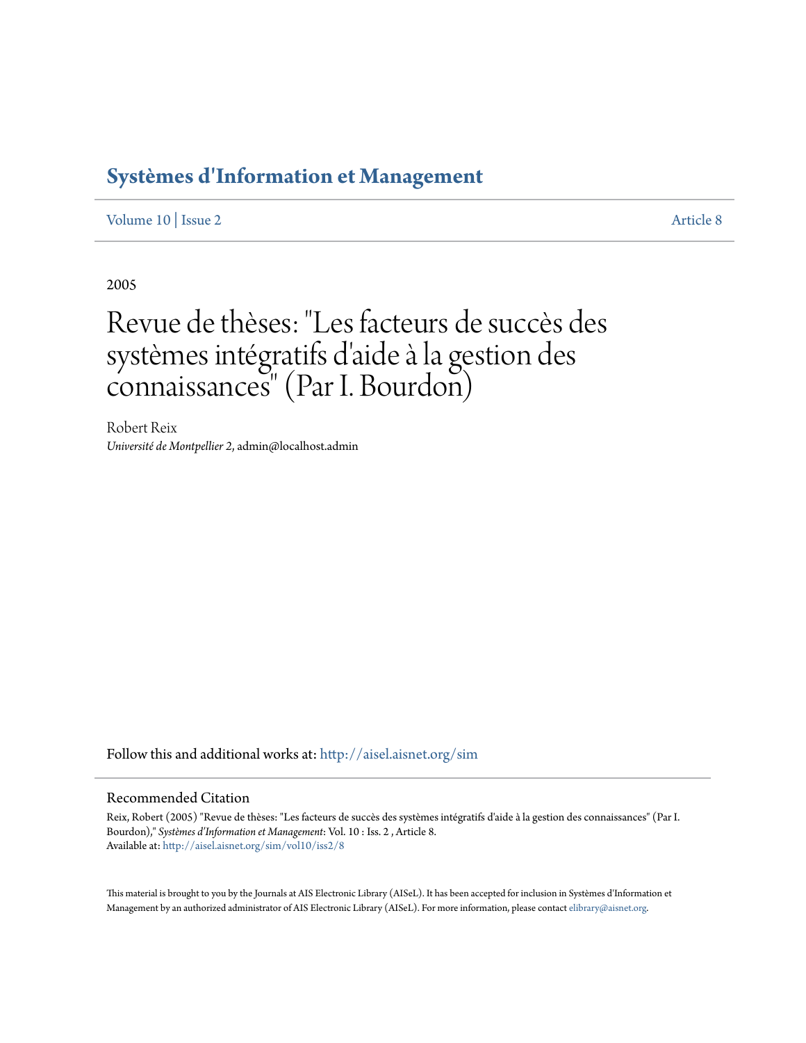# Systèmes d'Information et Management

Volume 10 | Issue 2 Article 8

2005

# Revue de thèses: "Les facteurs de succès des systèmes intégratifs d'aide à la gestion des connaissances" (Par I. Bourdon)

Robert Reix
*Université de Montpellier 2*, admin@localhost.admin

Follow this and additional works at: http://aisel.aisnet.org/sim

## Recommended Citation

Reix, Robert (2005) "Revue de thèses: "Les facteurs de succès des systèmes intégratifs d'aide à la gestion des connaissances" (Par I. Bourdon)," *Systèmes d'Information et Management*: Vol. 10 : Iss. 2 , Article 8.
Available at: http://aisel.aisnet.org/sim/vol10/iss2/8

This material is brought to you by the Journals at AIS Electronic Library (AISeL). It has been accepted for inclusion in Systèmes d'Information et Management by an authorized administrator of AIS Electronic Library (AISeL). For more information, please contact elibrary@aisnet.org.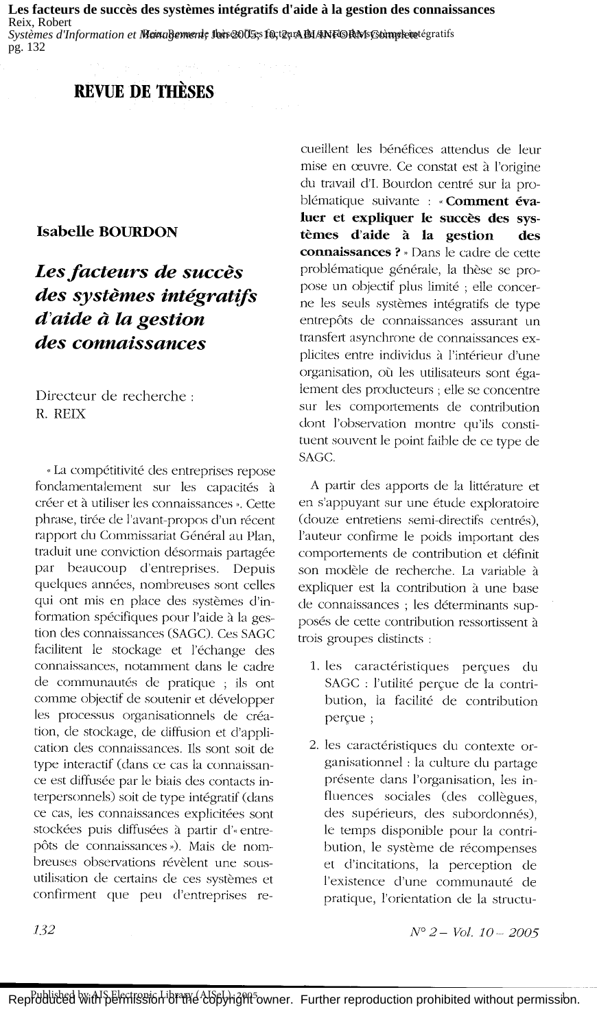# REVUE DE THÈSES

**Isabelle BOURDON**

## *Les facteurs de succès des systèmes intégratifs d'aide à la gestion des connaissances*

Directeur de recherche :
R. REIX

« La compétitivité des entreprises repose fondamentalement sur les capacités à créer et à utiliser les connaissances ». Cette phrase, tirée de l'avant-propos d'un récent rapport du Commissariat Général au Plan, traduit une conviction désormais partagée par beaucoup d'entreprises. Depuis quelques années, nombreuses sont celles qui ont mis en place des systèmes d'information spécifiques pour l'aide à la gestion des connaissances (SAGC). Ces SAGC facilitent le stockage et l'échange des connaissances, notamment dans le cadre de communautés de pratique ; ils ont comme objectif de soutenir et développer les processus organisationnels de création, de stockage, de diffusion et d'application des connaissances. Ils sont soit de type interactif (dans ce cas la connaissance est diffusée par le biais des contacts interpersonnels) soit de type intégratif (dans ce cas, les connaissances explicitées sont stockées puis diffusées à partir d'« entrepôts de connaissances »). Mais de nombreuses observations révèlent une sous-utilisation de certains de ces systèmes et confirment que peu d'entreprises recueillent les bénéfices attendus de leur mise en œuvre. Ce constat est à l'origine du travail d'I. Bourdon centré sur la problématique suivante : « **Comment évaluer et expliquer le succès des systèmes d'aide à la gestion des connaissances ?** » Dans le cadre de cette problématique générale, la thèse se propose un objectif plus limité ; elle concerne les seuls systèmes intégratifs de type entrepôts de connaissances assurant un transfert asynchrone de connaissances explicites entre individus à l'intérieur d'une organisation, où les utilisateurs sont également des producteurs ; elle se concentre sur les comportements de contribution dont l'observation montre qu'ils constituent souvent le point faible de ce type de SAGC.

A partir des apports de la littérature et en s'appuyant sur une étude exploratoire (douze entretiens semi-directifs centrés), l'auteur confirme le poids important des comportements de contribution et définit son modèle de recherche. La variable à expliquer est la contribution à une base de connaissances ; les déterminants supposés de cette contribution ressortissent à trois groupes distincts :

1. les caractéristiques perçues du SAGC : l'utilité perçue de la contribution, la facilité de contribution perçue ;
2. les caractéristiques du contexte organisationnel : la culture du partage présente dans l'organisation, les influences sociales (des collègues, des supérieurs, des subordonnés), le temps disponible pour la contribution, le système de récompenses et d'incitations, la perception de l'existence d'une communauté de pratique, l'orientation de la structu-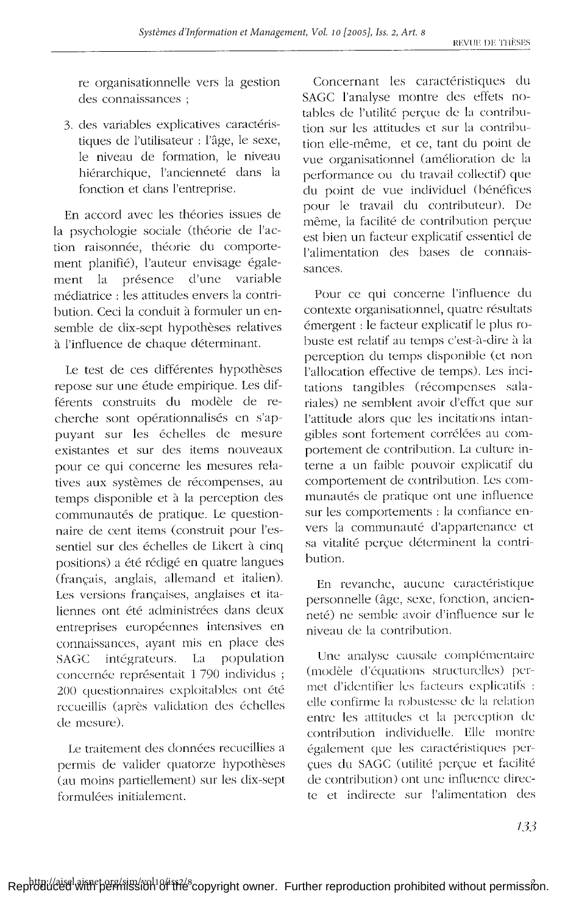re organisationnelle vers la gestion des connaissances ;

3. des variables explicatives caractéristiques de l'utilisateur : l'âge, le sexe, le niveau de formation, le niveau hiérarchique, l'ancienneté dans la fonction et dans l'entreprise.

En accord avec les théories issues de la psychologie sociale (théorie de l'action raisonnée, théorie du comportement planifié), l'auteur envisage également la présence d'une variable médiatrice : les attitudes envers la contribution. Ceci la conduit à formuler un ensemble de dix-sept hypothèses relatives à l'influence de chaque déterminant.

Le test de ces différentes hypothèses repose sur une étude empirique. Les différents construits du modèle de recherche sont opérationnalisés en s'appuyant sur les échelles de mesure existantes et sur des items nouveaux pour ce qui concerne les mesures relatives aux systèmes de récompenses, au temps disponible et à la perception des communautés de pratique. Le questionnaire de cent items (construit pour l'essentiel sur des échelles de Likert à cinq positions) a été rédigé en quatre langues (français, anglais, allemand et italien). Les versions françaises, anglaises et italiennes ont été administrées dans deux entreprises européennes intensives en connaissances, ayant mis en place des SAGC intégrateurs. La population concernée représentait 1 790 individus ; 200 questionnaires exploitables ont été recueillis (après validation des échelles de mesure).

Le traitement des données recueillies a permis de valider quatorze hypothèses (au moins partiellement) sur les dix-sept formulées initialement.

Concernant les caractéristiques du SAGC l'analyse montre des effets notables de l'utilité perçue de la contribution sur les attitudes et sur la contribution elle-même, et ce, tant du point de vue organisationnel (amélioration de la performance ou du travail collectif) que du point de vue individuel (bénéfices pour le travail du contributeur). De même, la facilité de contribution perçue est bien un facteur explicatif essentiel de l'alimentation des bases de connaissances.

Pour ce qui concerne l'influence du contexte organisationnel, quatre résultats émergent : le facteur explicatif le plus robuste est relatif au temps c'est-à-dire à la perception du temps disponible (et non l'allocation effective de temps). Les incitations tangibles (récompenses salariales) ne semblent avoir d'effet que sur l'attitude alors que les incitations intangibles sont fortement corrélées au comportement de contribution. La culture interne a un faible pouvoir explicatif du comportement de contribution. Les communautés de pratique ont une influence sur les comportements : la confiance envers la communauté d'appartenance et sa vitalité perçue déterminent la contribution.

En revanche, aucune caractéristique personnelle (âge, sexe, fonction, ancienneté) ne semble avoir d'influence sur le niveau de la contribution.

Une analyse causale complémentaire (modèle d'équations structurelles) permet d'identifier les facteurs explicatifs : elle confirme la robustesse de la relation entre les attitudes et la perception de contribution individuelle. Elle montre également que les caractéristiques perçues du SAGC (utilité perçue et facilité de contribution) ont une influence directe et indirecte sur l'alimentation des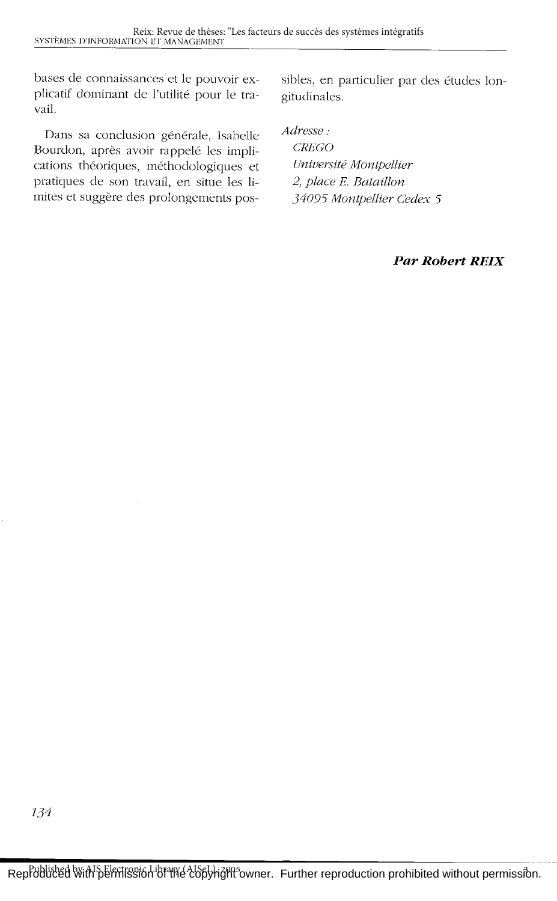bases de connaissances et le pouvoir explicatif dominant de l'utilité pour le travail.

Dans sa conclusion générale, Isabelle Bourdon, après avoir rappelé les implications théoriques, méthodologiques et pratiques de son travail, en situe les limites et suggère des prolongements possibles, en particulier par des études longitudinales.

*Adresse :*
*CREGO*
*Université Montpellier*
*2, place E. Bataillon*
*34095 Montpellier Cedex 5*

***Par Robert REIX***